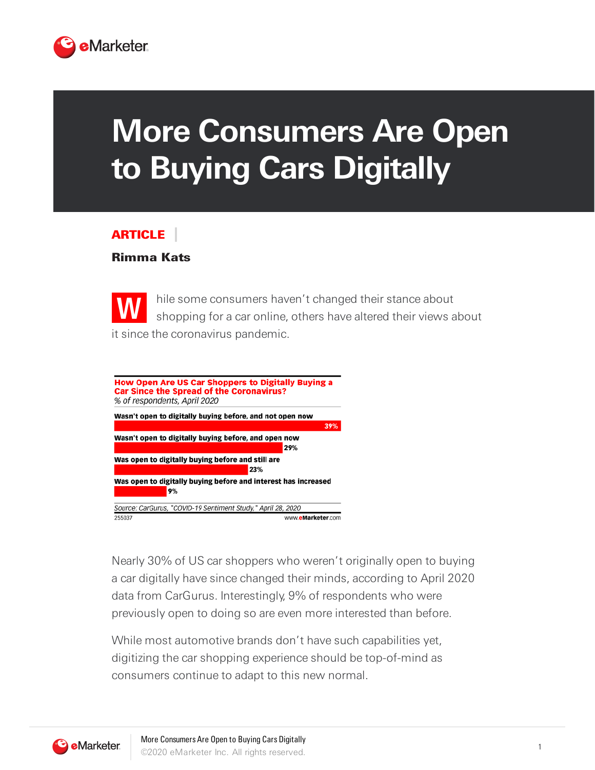# More Consumers Are Open to Buying Cars Digitally

**ARTICLE**

**Rimma Kats**

While some consumers haven't changed their stance about shopping for a car online, others have altered their views about it since the coronavirus pandemic.

**How Open Are US Car Shoppers to Digitally Buying a Car Since the Spread of the Coronavirus?**
*% of respondents, April 2020*

| Response | % |
| --- | --- |
| Wasn't open to digitally buying before, and not open now | 39% |
| Wasn't open to digitally buying before, and open now | 29% |
| Was open to digitally buying before and still are | 23% |
| Was open to digitally buying before and interest has increased | 9% |

*Source: CarGurus, "COVID-19 Sentiment Study," April 28, 2020*
255037 www.eMarketer.com

Nearly 30% of US car shoppers who weren't originally open to buying a car digitally have since changed their minds, according to April 2020 data from CarGurus. Interestingly, 9% of respondents who were previously open to doing so are even more interested than before.

While most automotive brands don't have such capabilities yet, digitizing the car shopping experience should be top-of-mind as consumers continue to adapt to this new normal.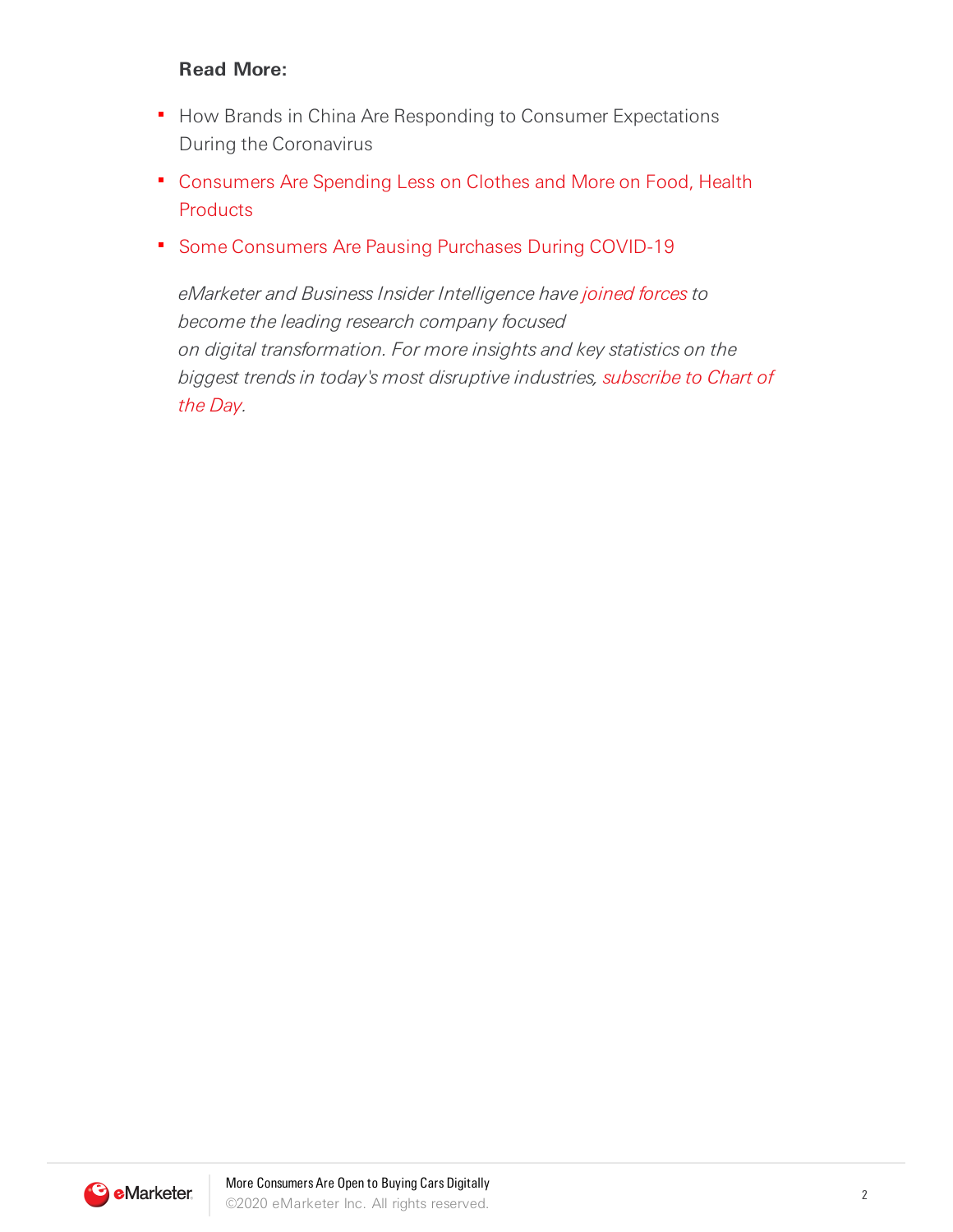**Read More:**

- How Brands in China Are Responding to Consumer Expectations During the Coronavirus
- Consumers Are Spending Less on Clothes and More on Food, Health Products
- Some Consumers Are Pausing Purchases During COVID-19

*eMarketer and Business Insider Intelligence have joined forces to become the leading research company focused on digital transformation. For more insights and key statistics on the biggest trends in today's most disruptive industries, subscribe to Chart of the Day.*